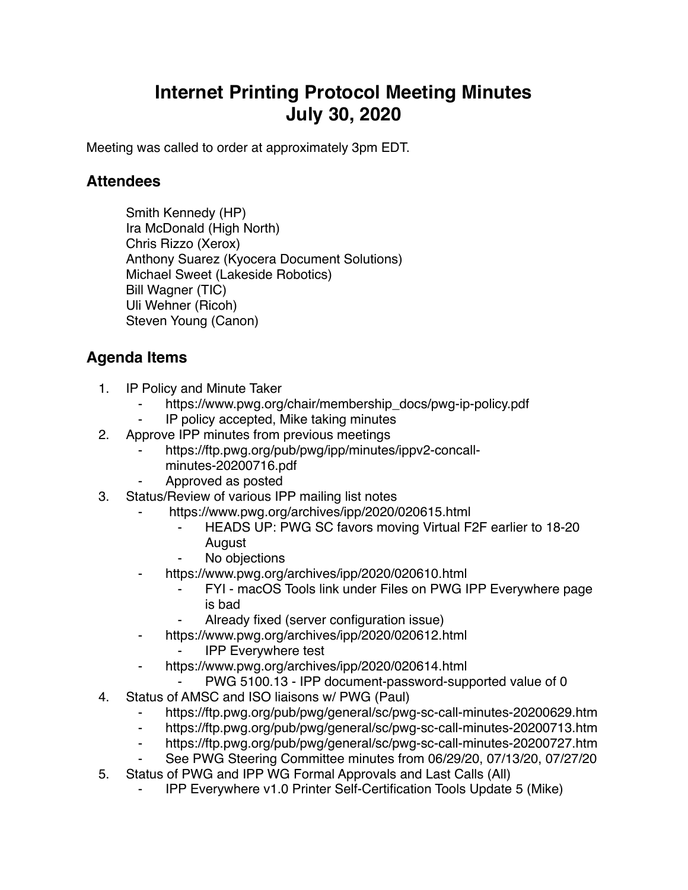# Internet Printing Protocol Meeting Minutes July 30, 2020

Meeting was called to order at approximately 3pm EDT.

## Attendees

Smith Kennedy (HP)
Ira McDonald (High North)
Chris Rizzo (Xerox)
Anthony Suarez (Kyocera Document Solutions)
Michael Sweet (Lakeside Robotics)
Bill Wagner (TIC)
Uli Wehner (Ricoh)
Steven Young (Canon)

## Agenda Items

1. IP Policy and Minute Taker
    - https://www.pwg.org/chair/membership_docs/pwg-ip-policy.pdf
    - IP policy accepted, Mike taking minutes
2. Approve IPP minutes from previous meetings
    - https://ftp.pwg.org/pub/pwg/ipp/minutes/ippv2-concall-minutes-20200716.pdf
    - Approved as posted
3. Status/Review of various IPP mailing list notes
    - https://www.pwg.org/archives/ipp/2020/020615.html
        - HEADS UP: PWG SC favors moving Virtual F2F earlier to 18-20 August
        - No objections
    - https://www.pwg.org/archives/ipp/2020/020610.html
        - FYI - macOS Tools link under Files on PWG IPP Everywhere page is bad
        - Already fixed (server configuration issue)
    - https://www.pwg.org/archives/ipp/2020/020612.html
        - IPP Everywhere test
    - https://www.pwg.org/archives/ipp/2020/020614.html
        - PWG 5100.13 - IPP document-password-supported value of 0
4. Status of AMSC and ISO liaisons w/ PWG (Paul)
    - https://ftp.pwg.org/pub/pwg/general/sc/pwg-sc-call-minutes-20200629.htm
    - https://ftp.pwg.org/pub/pwg/general/sc/pwg-sc-call-minutes-20200713.htm
    - https://ftp.pwg.org/pub/pwg/general/sc/pwg-sc-call-minutes-20200727.htm
    - See PWG Steering Committee minutes from 06/29/20, 07/13/20, 07/27/20
5. Status of PWG and IPP WG Formal Approvals and Last Calls (All)
    - IPP Everywhere v1.0 Printer Self-Certification Tools Update 5 (Mike)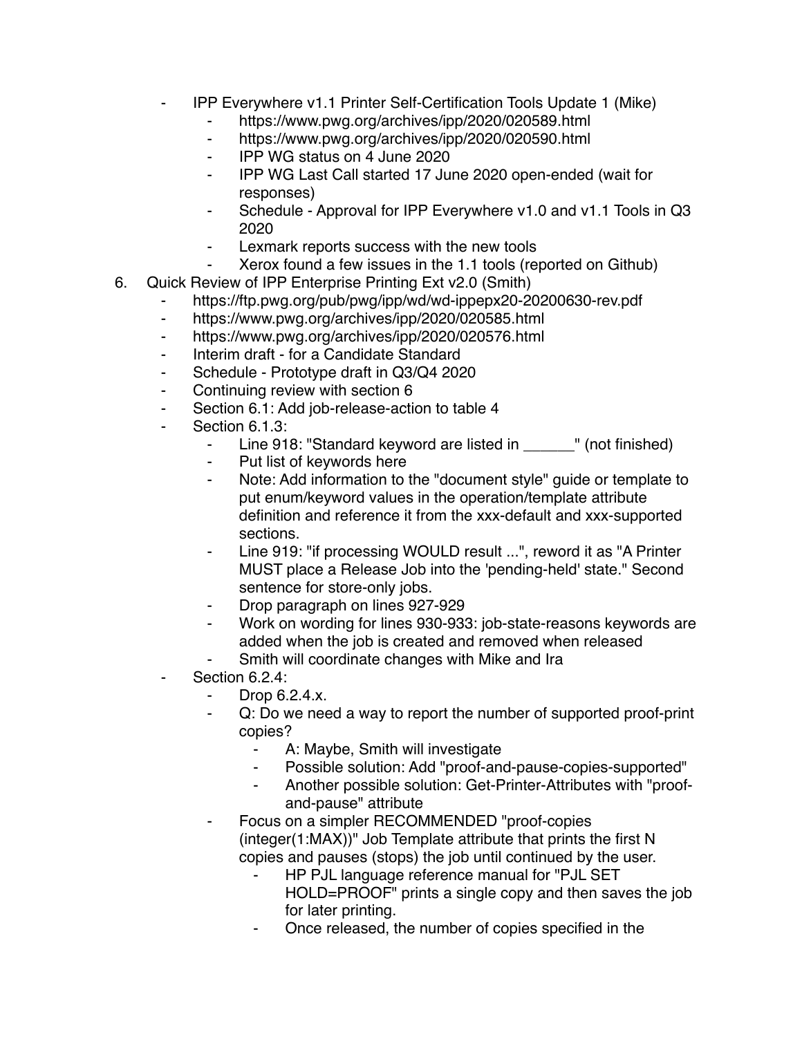- IPP Everywhere v1.1 Printer Self-Certification Tools Update 1 (Mike)
    - https://www.pwg.org/archives/ipp/2020/020589.html
    - https://www.pwg.org/archives/ipp/2020/020590.html
    - IPP WG status on 4 June 2020
    - IPP WG Last Call started 17 June 2020 open-ended (wait for responses)
    - Schedule - Approval for IPP Everywhere v1.0 and v1.1 Tools in Q3 2020
    - Lexmark reports success with the new tools
    - Xerox found a few issues in the 1.1 tools (reported on Github)

6. Quick Review of IPP Enterprise Printing Ext v2.0 (Smith)
    - https://ftp.pwg.org/pub/pwg/ipp/wd/wd-ippepx20-20200630-rev.pdf
    - https://www.pwg.org/archives/ipp/2020/020585.html
    - https://www.pwg.org/archives/ipp/2020/020576.html
    - Interim draft - for a Candidate Standard
    - Schedule - Prototype draft in Q3/Q4 2020
    - Continuing review with section 6
    - Section 6.1: Add job-release-action to table 4
    - Section 6.1.3:
        - Line 918: "Standard keyword are listed in ______" (not finished)
        - Put list of keywords here
        - Note: Add information to the "document style" guide or template to put enum/keyword values in the operation/template attribute definition and reference it from the xxx-default and xxx-supported sections.
        - Line 919: "if processing WOULD result ...", reword it as "A Printer MUST place a Release Job into the 'pending-held' state." Second sentence for store-only jobs.
        - Drop paragraph on lines 927-929
        - Work on wording for lines 930-933: job-state-reasons keywords are added when the job is created and removed when released
        - Smith will coordinate changes with Mike and Ira
    - Section 6.2.4:
        - Drop 6.2.4.x.
        - Q: Do we need a way to report the number of supported proof-print copies?
            - A: Maybe, Smith will investigate
            - Possible solution: Add "proof-and-pause-copies-supported"
            - Another possible solution: Get-Printer-Attributes with "proof-and-pause" attribute
        - Focus on a simpler RECOMMENDED "proof-copies (integer(1:MAX))" Job Template attribute that prints the first N copies and pauses (stops) the job until continued by the user.
            - HP PJL language reference manual for "PJL SET HOLD=PROOF" prints a single copy and then saves the job for later printing.
            - Once released, the number of copies specified in the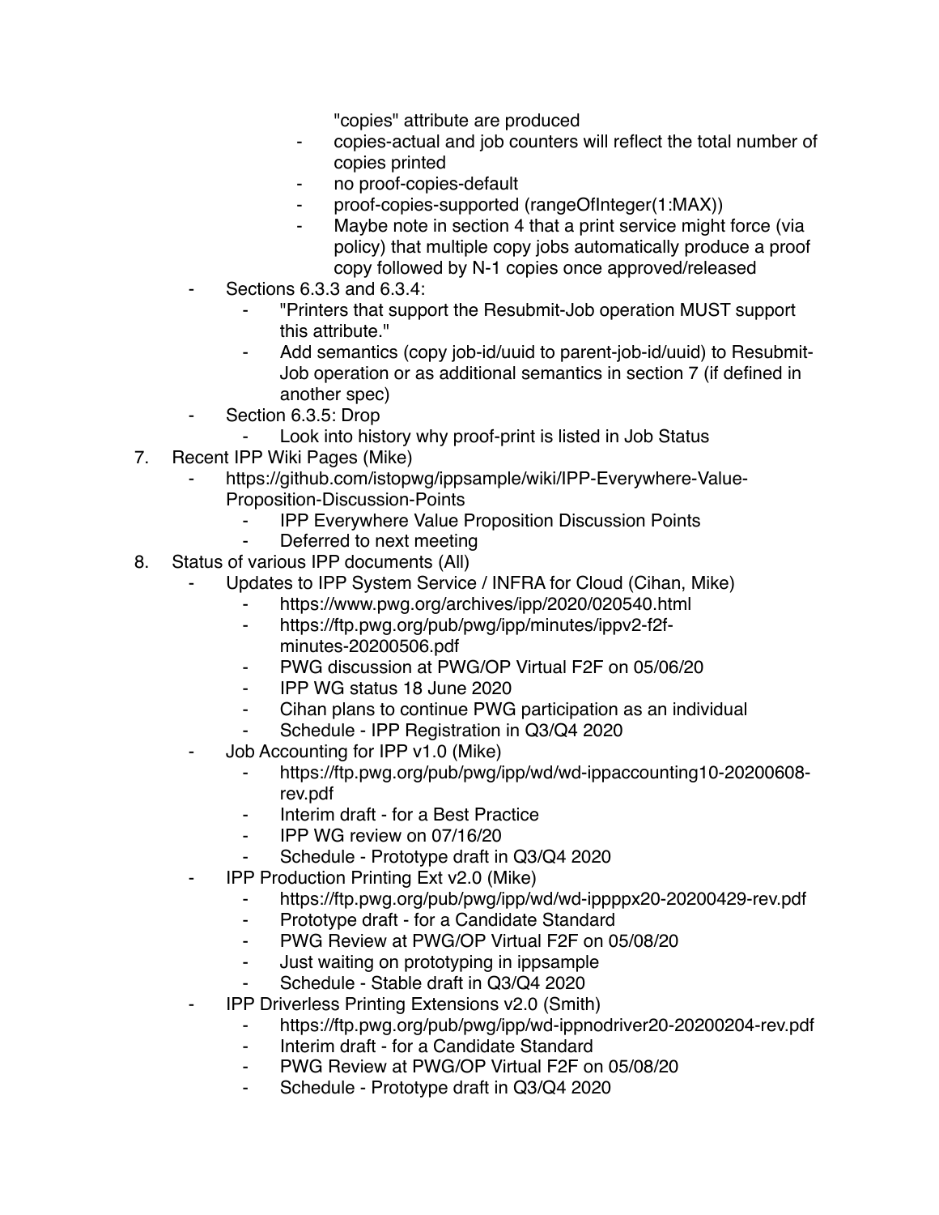"copies" attribute are produced
            - copies-actual and job counters will reflect the total number of copies printed
            - no proof-copies-default
            - proof-copies-supported (rangeOfInteger(1:MAX))
            - Maybe note in section 4 that a print service might force (via policy) that multiple copy jobs automatically produce a proof copy followed by N-1 copies once approved/released
    - Sections 6.3.3 and 6.3.4:
        - "Printers that support the Resubmit-Job operation MUST support this attribute."
        - Add semantics (copy job-id/uuid to parent-job-id/uuid) to Resubmit-Job operation or as additional semantics in section 7 (if defined in another spec)
    - Section 6.3.5: Drop
        - Look into history why proof-print is listed in Job Status

7. Recent IPP Wiki Pages (Mike)
    - https://github.com/istopwg/ippsample/wiki/IPP-Everywhere-Value-Proposition-Discussion-Points
        - IPP Everywhere Value Proposition Discussion Points
        - Deferred to next meeting

8. Status of various IPP documents (All)
    - Updates to IPP System Service / INFRA for Cloud (Cihan, Mike)
        - https://www.pwg.org/archives/ipp/2020/020540.html
        - https://ftp.pwg.org/pub/pwg/ipp/minutes/ippv2-f2f-minutes-20200506.pdf
        - PWG discussion at PWG/OP Virtual F2F on 05/06/20
        - IPP WG status 18 June 2020
        - Cihan plans to continue PWG participation as an individual
        - Schedule - IPP Registration in Q3/Q4 2020
    - Job Accounting for IPP v1.0 (Mike)
        - https://ftp.pwg.org/pub/pwg/ipp/wd/wd-ippaccounting10-20200608-rev.pdf
        - Interim draft - for a Best Practice
        - IPP WG review on 07/16/20
        - Schedule - Prototype draft in Q3/Q4 2020
    - IPP Production Printing Ext v2.0 (Mike)
        - https://ftp.pwg.org/pub/pwg/ipp/wd/wd-ippppx20-20200429-rev.pdf
        - Prototype draft - for a Candidate Standard
        - PWG Review at PWG/OP Virtual F2F on 05/08/20
        - Just waiting on prototyping in ippsample
        - Schedule - Stable draft in Q3/Q4 2020
    - IPP Driverless Printing Extensions v2.0 (Smith)
        - https://ftp.pwg.org/pub/pwg/ipp/wd-ippnodriver20-20200204-rev.pdf
        - Interim draft - for a Candidate Standard
        - PWG Review at PWG/OP Virtual F2F on 05/08/20
        - Schedule - Prototype draft in Q3/Q4 2020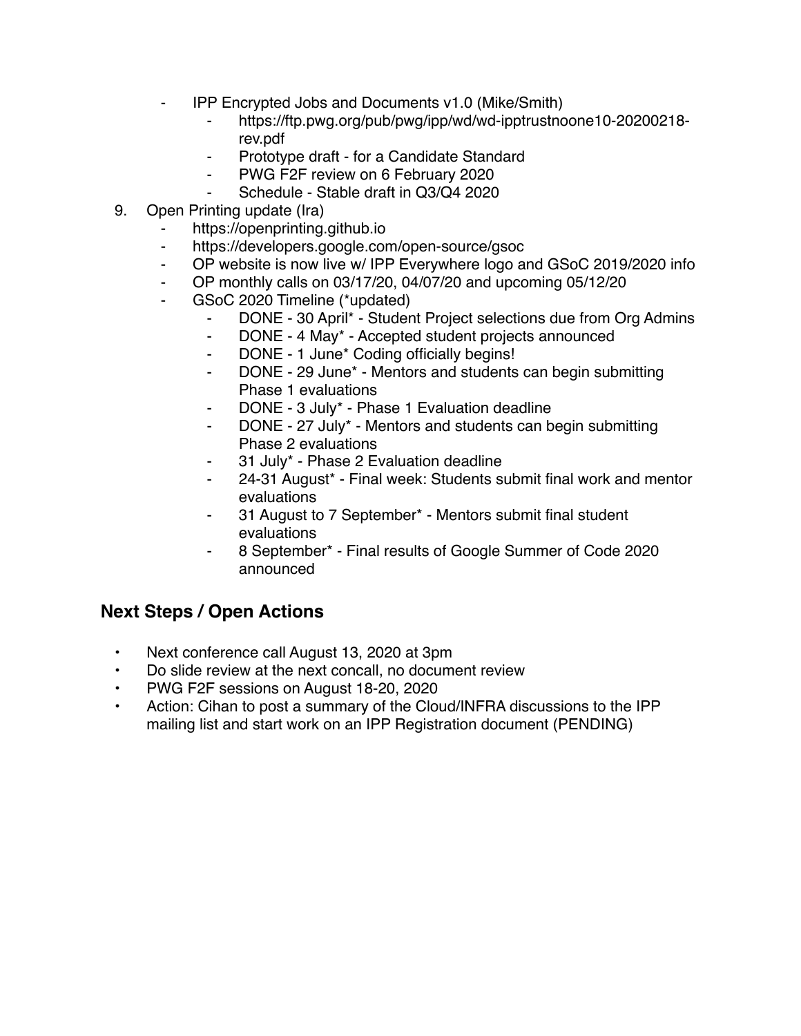- IPP Encrypted Jobs and Documents v1.0 (Mike/Smith)
    - https://ftp.pwg.org/pub/pwg/ipp/wd/wd-ipptrustnoone10-20200218-rev.pdf
    - Prototype draft - for a Candidate Standard
    - PWG F2F review on 6 February 2020
    - Schedule - Stable draft in Q3/Q4 2020

9. Open Printing update (Ira)
    - https://openprinting.github.io
    - https://developers.google.com/open-source/gsoc
    - OP website is now live w/ IPP Everywhere logo and GSoC 2019/2020 info
    - OP monthly calls on 03/17/20, 04/07/20 and upcoming 05/12/20
    - GSoC 2020 Timeline (*updated)
        - DONE - 30 April* - Student Project selections due from Org Admins
        - DONE - 4 May* - Accepted student projects announced
        - DONE - 1 June* Coding officially begins!
        - DONE - 29 June* - Mentors and students can begin submitting Phase 1 evaluations
        - DONE - 3 July* - Phase 1 Evaluation deadline
        - DONE - 27 July* - Mentors and students can begin submitting Phase 2 evaluations
        - 31 July* - Phase 2 Evaluation deadline
        - 24-31 August* - Final week: Students submit final work and mentor evaluations
        - 31 August to 7 September* - Mentors submit final student evaluations
        - 8 September* - Final results of Google Summer of Code 2020 announced

## Next Steps / Open Actions

- Next conference call August 13, 2020 at 3pm
- Do slide review at the next concall, no document review
- PWG F2F sessions on August 18-20, 2020
- Action: Cihan to post a summary of the Cloud/INFRA discussions to the IPP mailing list and start work on an IPP Registration document (PENDING)